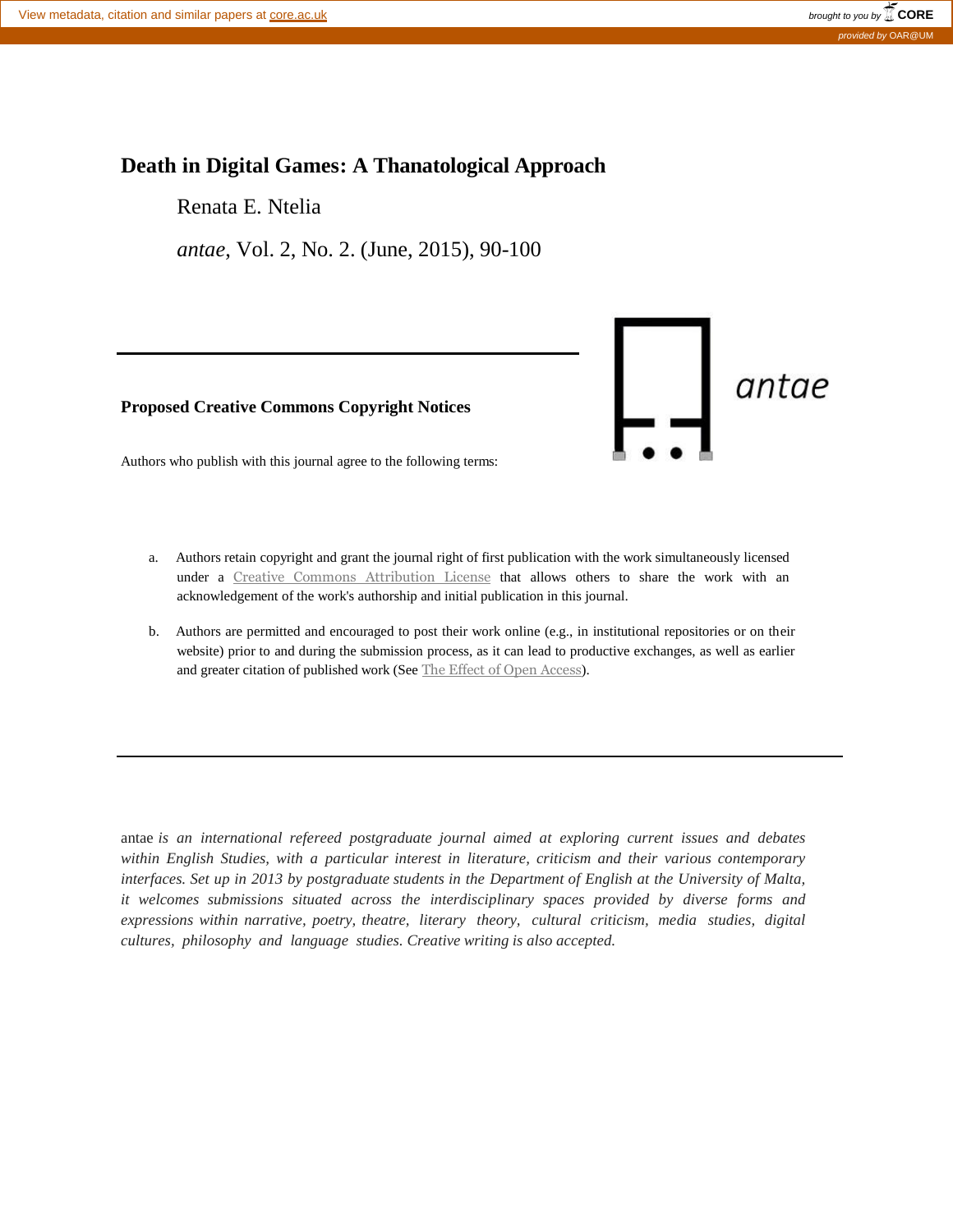# Death in Digital Games: A Thanatological Approach

Renata E. Ntelia

*antae*, Vol. 2, No. 2. (June, 2015), 90-100

---

**Proposed Creative Commons Copyright Notices**

Authors who publish with this journal agree to the following terms:

a. Authors retain copyright and grant the journal right of first publication with the work simultaneously licensed under a Creative Commons Attribution License that allows others to share the work with an acknowledgement of the work's authorship and initial publication in this journal.

b. Authors are permitted and encouraged to post their work online (e.g., in institutional repositories or on their website) prior to and during the submission process, as it can lead to productive exchanges, as well as earlier and greater citation of published work (See The Effect of Open Access).

---

antae *is an international refereed postgraduate journal aimed at exploring current issues and debates within English Studies, with a particular interest in literature, criticism and their various contemporary interfaces. Set up in 2013 by postgraduate students in the Department of English at the University of Malta, it welcomes submissions situated across the interdisciplinary spaces provided by diverse forms and expressions within narrative, poetry, theatre, literary theory, cultural criticism, media studies, digital cultures, philosophy and language studies. Creative writing is also accepted.*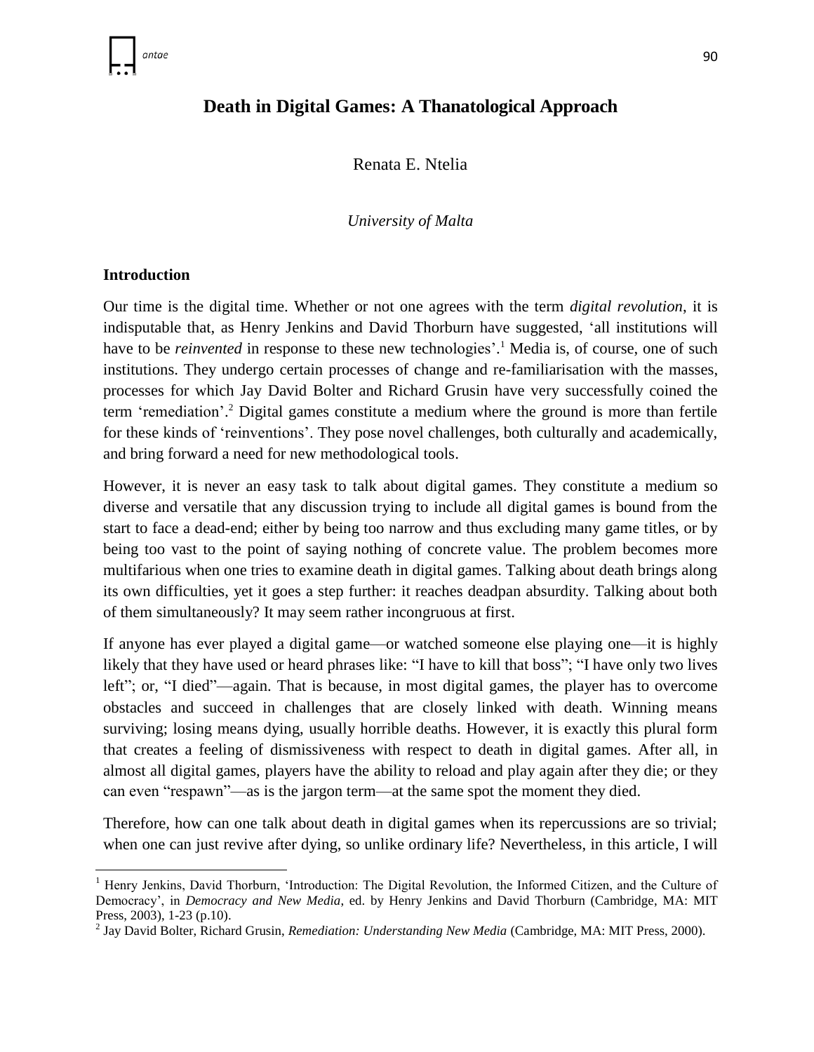# Death in Digital Games: A Thanatological Approach

Renata E. Ntelia

*University of Malta*

## Introduction

Our time is the digital time. Whether or not one agrees with the term *digital revolution*, it is indisputable that, as Henry Jenkins and David Thorburn have suggested, 'all institutions will have to be *reinvented* in response to these new technologies'.[1] Media is, of course, one of such institutions. They undergo certain processes of change and re-familiarisation with the masses, processes for which Jay David Bolter and Richard Grusin have very successfully coined the term 'remediation'.[2] Digital games constitute a medium where the ground is more than fertile for these kinds of 'reinventions'. They pose novel challenges, both culturally and academically, and bring forward a need for new methodological tools.

However, it is never an easy task to talk about digital games. They constitute a medium so diverse and versatile that any discussion trying to include all digital games is bound from the start to face a dead-end; either by being too narrow and thus excluding many game titles, or by being too vast to the point of saying nothing of concrete value. The problem becomes more multifarious when one tries to examine death in digital games. Talking about death brings along its own difficulties, yet it goes a step further: it reaches deadpan absurdity. Talking about both of them simultaneously? It may seem rather incongruous at first.

If anyone has ever played a digital game—or watched someone else playing one—it is highly likely that they have used or heard phrases like: "I have to kill that boss"; "I have only two lives left"; or, "I died"—again. That is because, in most digital games, the player has to overcome obstacles and succeed in challenges that are closely linked with death. Winning means surviving; losing means dying, usually horrible deaths. However, it is exactly this plural form that creates a feeling of dismissiveness with respect to death in digital games. After all, in almost all digital games, players have the ability to reload and play again after they die; or they can even "respawn"—as is the jargon term—at the same spot the moment they died.

Therefore, how can one talk about death in digital games when its repercussions are so trivial; when one can just revive after dying, so unlike ordinary life? Nevertheless, in this article, I will

---

[1] Henry Jenkins, David Thorburn, 'Introduction: The Digital Revolution, the Informed Citizen, and the Culture of Democracy', in *Democracy and New Media*, ed. by Henry Jenkins and David Thorburn (Cambridge, MA: MIT Press, 2003), 1-23 (p.10).

[2] Jay David Bolter, Richard Grusin, *Remediation: Understanding New Media* (Cambridge, MA: MIT Press, 2000).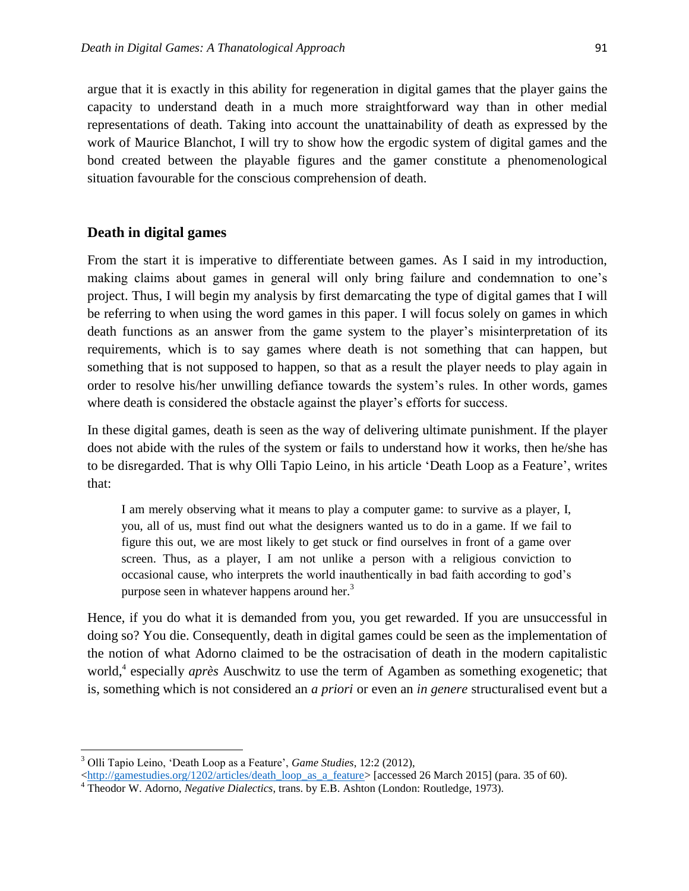argue that it is exactly in this ability for regeneration in digital games that the player gains the capacity to understand death in a much more straightforward way than in other medial representations of death. Taking into account the unattainability of death as expressed by the work of Maurice Blanchot, I will try to show how the ergodic system of digital games and the bond created between the playable figures and the gamer constitute a phenomenological situation favourable for the conscious comprehension of death.

## Death in digital games

From the start it is imperative to differentiate between games. As I said in my introduction, making claims about games in general will only bring failure and condemnation to one's project. Thus, I will begin my analysis by first demarcating the type of digital games that I will be referring to when using the word games in this paper. I will focus solely on games in which death functions as an answer from the game system to the player's misinterpretation of its requirements, which is to say games where death is not something that can happen, but something that is not supposed to happen, so that as a result the player needs to play again in order to resolve his/her unwilling defiance towards the system's rules. In other words, games where death is considered the obstacle against the player's efforts for success.

In these digital games, death is seen as the way of delivering ultimate punishment. If the player does not abide with the rules of the system or fails to understand how it works, then he/she has to be disregarded. That is why Olli Tapio Leino, in his article 'Death Loop as a Feature', writes that:

> I am merely observing what it means to play a computer game: to survive as a player, I, you, all of us, must find out what the designers wanted us to do in a game. If we fail to figure this out, we are most likely to get stuck or find ourselves in front of a game over screen. Thus, as a player, I am not unlike a person with a religious conviction to occasional cause, who interprets the world inauthentically in bad faith according to god's purpose seen in whatever happens around her.[3]

Hence, if you do what it is demanded from you, you get rewarded. If you are unsuccessful in doing so? You die. Consequently, death in digital games could be seen as the implementation of the notion of what Adorno claimed to be the ostracisation of death in the modern capitalistic world,[4] especially *après* Auschwitz to use the term of Agamben as something exogenetic; that is, something which is not considered an *a priori* or even an *in genere* structuralised event but a

---

[3] Olli Tapio Leino, 'Death Loop as a Feature', *Game Studies*, 12:2 (2012), <http://gamestudies.org/1202/articles/death_loop_as_a_feature> [accessed 26 March 2015] (para. 35 of 60).

[4] Theodor W. Adorno, *Negative Dialectics*, trans. by E.B. Ashton (London: Routledge, 1973).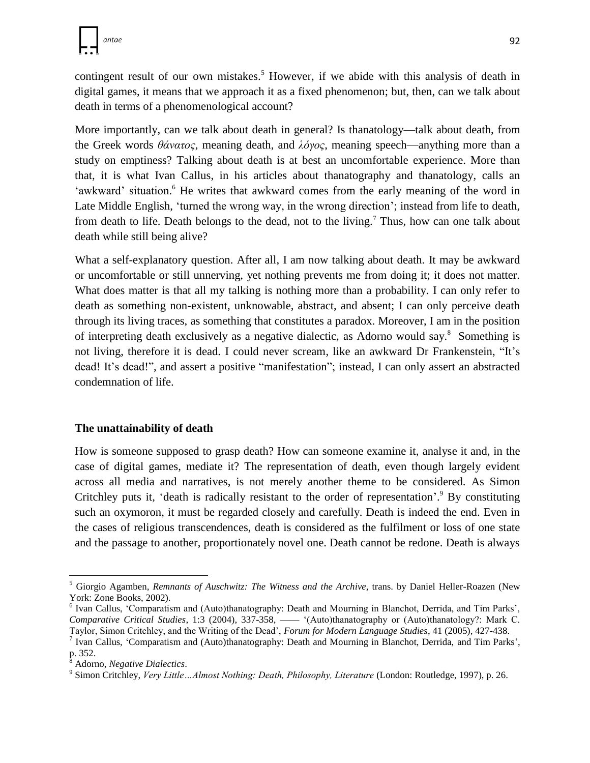contingent result of our own mistakes.[5] However, if we abide with this analysis of death in digital games, it means that we approach it as a fixed phenomenon; but, then, can we talk about death in terms of a phenomenological account?

More importantly, can we talk about death in general? Is thanatology—talk about death, from the Greek words *θάνατος*, meaning death, and *λόγος*, meaning speech—anything more than a study on emptiness? Talking about death is at best an uncomfortable experience. More than that, it is what Ivan Callus, in his articles about thanatography and thanatology, calls an 'awkward' situation.[6] He writes that awkward comes from the early meaning of the word in Late Middle English, 'turned the wrong way, in the wrong direction'; instead from life to death, from death to life. Death belongs to the dead, not to the living.[7] Thus, how can one talk about death while still being alive?

What a self-explanatory question. After all, I am now talking about death. It may be awkward or uncomfortable or still unnerving, yet nothing prevents me from doing it; it does not matter. What does matter is that all my talking is nothing more than a probability. I can only refer to death as something non-existent, unknowable, abstract, and absent; I can only perceive death through its living traces, as something that constitutes a paradox. Moreover, I am in the position of interpreting death exclusively as a negative dialectic, as Adorno would say.[8] Something is not living, therefore it is dead. I could never scream, like an awkward Dr Frankenstein, "It's dead! It's dead!", and assert a positive "manifestation"; instead, I can only assert an abstracted condemnation of life.

## The unattainability of death

How is someone supposed to grasp death? How can someone examine it, analyse it and, in the case of digital games, mediate it? The representation of death, even though largely evident across all media and narratives, is not merely another theme to be considered. As Simon Critchley puts it, 'death is radically resistant to the order of representation'.[9] By constituting such an oxymoron, it must be regarded closely and carefully. Death is indeed the end. Even in the cases of religious transcendences, death is considered as the fulfilment or loss of one state and the passage to another, proportionately novel one. Death cannot be redone. Death is always

---

[5] Giorgio Agamben, *Remnants of Auschwitz: The Witness and the Archive*, trans. by Daniel Heller-Roazen (New York: Zone Books, 2002).

[6] Ivan Callus, 'Comparatism and (Auto)thanatography: Death and Mourning in Blanchot, Derrida, and Tim Parks', *Comparative Critical Studies*, 1:3 (2004), 337-358, —— '(Auto)thanatography or (Auto)thanatology?: Mark C. Taylor, Simon Critchley, and the Writing of the Dead', *Forum for Modern Language Studies*, 41 (2005), 427-438.

[7] Ivan Callus, 'Comparatism and (Auto)thanatography: Death and Mourning in Blanchot, Derrida, and Tim Parks', p. 352.

[8] Adorno, *Negative Dialectics*.

[9] Simon Critchley, *Very Little…Almost Nothing: Death, Philosophy, Literature* (London: Routledge, 1997), p. 26.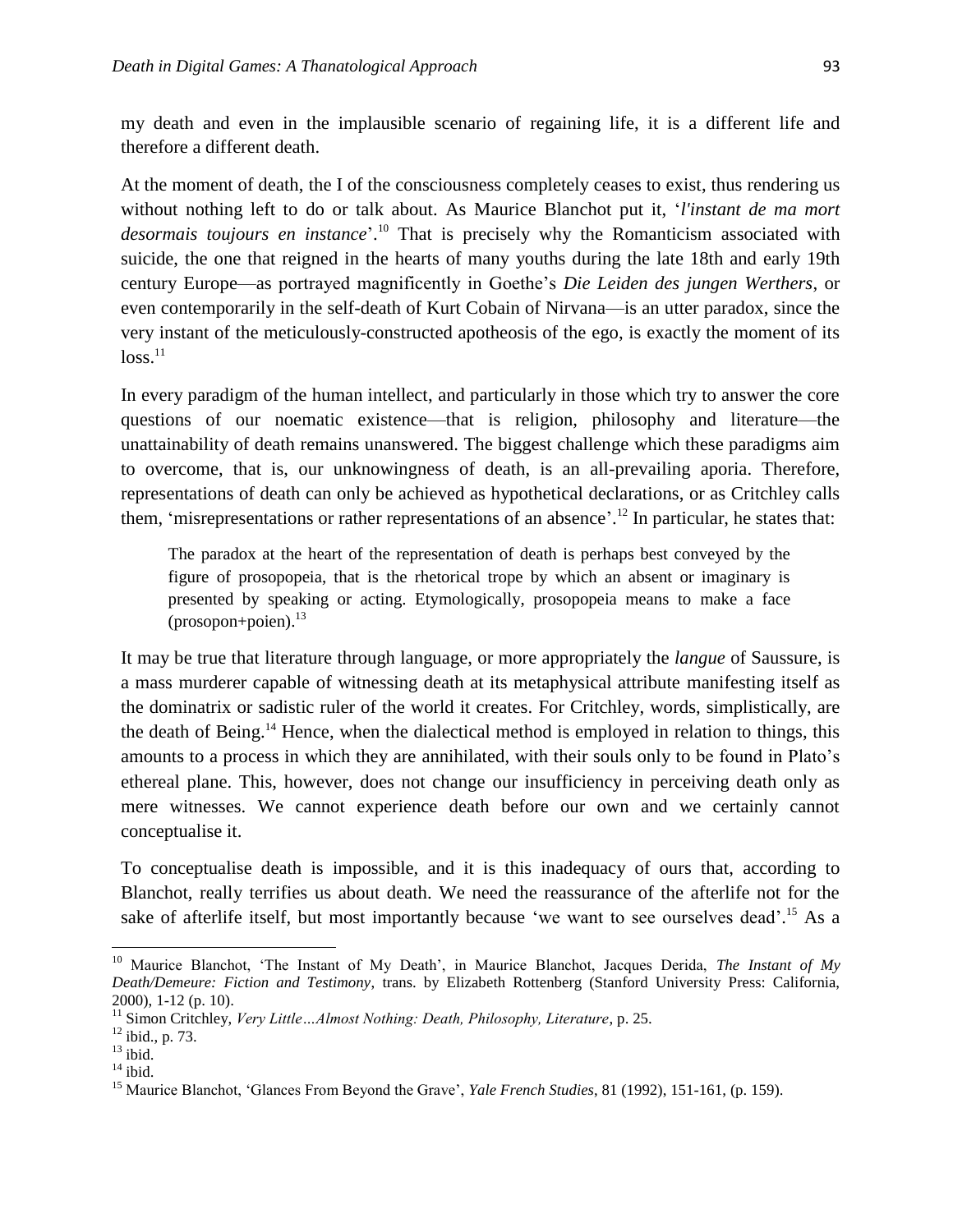my death and even in the implausible scenario of regaining life, it is a different life and therefore a different death.

At the moment of death, the I of the consciousness completely ceases to exist, thus rendering us without nothing left to do or talk about. As Maurice Blanchot put it, '*l'instant de ma mort desormais toujours en instance*'.[10] That is precisely why the Romanticism associated with suicide, the one that reigned in the hearts of many youths during the late 18th and early 19th century Europe—as portrayed magnificently in Goethe's *Die Leiden des jungen Werthers*, or even contemporarily in the self-death of Kurt Cobain of Nirvana—is an utter paradox, since the very instant of the meticulously-constructed apotheosis of the ego, is exactly the moment of its loss.[11]

In every paradigm of the human intellect, and particularly in those which try to answer the core questions of our noematic existence—that is religion, philosophy and literature—the unattainability of death remains unanswered. The biggest challenge which these paradigms aim to overcome, that is, our unknowingness of death, is an all-prevailing aporia. Therefore, representations of death can only be achieved as hypothetical declarations, or as Critchley calls them, 'misrepresentations or rather representations of an absence'.[12] In particular, he states that:

> The paradox at the heart of the representation of death is perhaps best conveyed by the figure of prosopopeia, that is the rhetorical trope by which an absent or imaginary is presented by speaking or acting. Etymologically, prosopopeia means to make a face (prosopon+poien).[13]

It may be true that literature through language, or more appropriately the *langue* of Saussure, is a mass murderer capable of witnessing death at its metaphysical attribute manifesting itself as the dominatrix or sadistic ruler of the world it creates. For Critchley, words, simplistically, are the death of Being.[14] Hence, when the dialectical method is employed in relation to things, this amounts to a process in which they are annihilated, with their souls only to be found in Plato's ethereal plane. This, however, does not change our insufficiency in perceiving death only as mere witnesses. We cannot experience death before our own and we certainly cannot conceptualise it.

To conceptualise death is impossible, and it is this inadequacy of ours that, according to Blanchot, really terrifies us about death. We need the reassurance of the afterlife not for the sake of afterlife itself, but most importantly because 'we want to see ourselves dead'.[15] As a

---

[10] Maurice Blanchot, 'The Instant of My Death', in Maurice Blanchot, Jacques Derida, *The Instant of My Death/Demeure: Fiction and Testimony*, trans. by Elizabeth Rottenberg (Stanford University Press: California, 2000), 1-12 (p. 10).

[11] Simon Critchley, *Very Little…Almost Nothing: Death, Philosophy, Literature*, p. 25.

[12] ibid., p. 73.

[13] ibid.

[14] ibid.

[15] Maurice Blanchot, 'Glances From Beyond the Grave', *Yale French Studies*, 81 (1992), 151-161, (p. 159).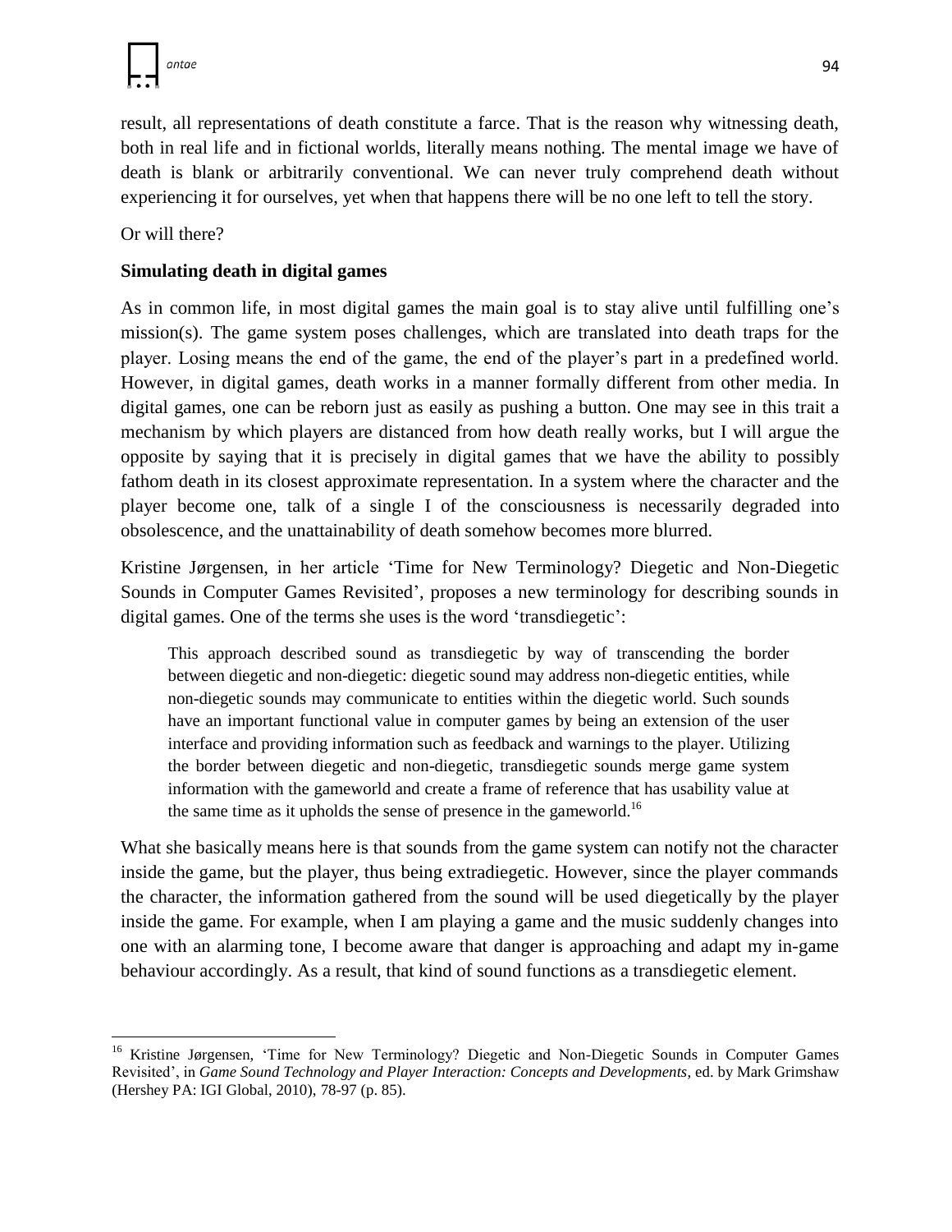result, all representations of death constitute a farce. That is the reason why witnessing death, both in real life and in fictional worlds, literally means nothing. The mental image we have of death is blank or arbitrarily conventional. We can never truly comprehend death without experiencing it for ourselves, yet when that happens there will be no one left to tell the story.

Or will there?

## Simulating death in digital games

As in common life, in most digital games the main goal is to stay alive until fulfilling one's mission(s). The game system poses challenges, which are translated into death traps for the player. Losing means the end of the game, the end of the player's part in a predefined world. However, in digital games, death works in a manner formally different from other media. In digital games, one can be reborn just as easily as pushing a button. One may see in this trait a mechanism by which players are distanced from how death really works, but I will argue the opposite by saying that it is precisely in digital games that we have the ability to possibly fathom death in its closest approximate representation. In a system where the character and the player become one, talk of a single I of the consciousness is necessarily degraded into obsolescence, and the unattainability of death somehow becomes more blurred.

Kristine Jørgensen, in her article 'Time for New Terminology? Diegetic and Non-Diegetic Sounds in Computer Games Revisited', proposes a new terminology for describing sounds in digital games. One of the terms she uses is the word 'transdiegetic':

> This approach described sound as transdiegetic by way of transcending the border between diegetic and non-diegetic: diegetic sound may address non-diegetic entities, while non-diegetic sounds may communicate to entities within the diegetic world. Such sounds have an important functional value in computer games by being an extension of the user interface and providing information such as feedback and warnings to the player. Utilizing the border between diegetic and non-diegetic, transdiegetic sounds merge game system information with the gameworld and create a frame of reference that has usability value at the same time as it upholds the sense of presence in the gameworld.[16]

What she basically means here is that sounds from the game system can notify not the character inside the game, but the player, thus being extradiegetic. However, since the player commands the character, the information gathered from the sound will be used diegetically by the player inside the game. For example, when I am playing a game and the music suddenly changes into one with an alarming tone, I become aware that danger is approaching and adapt my in-game behaviour accordingly. As a result, that kind of sound functions as a transdiegetic element.

---

[16] Kristine Jørgensen, 'Time for New Terminology? Diegetic and Non-Diegetic Sounds in Computer Games Revisited', in *Game Sound Technology and Player Interaction: Concepts and Developments*, ed. by Mark Grimshaw (Hershey PA: IGI Global, 2010), 78-97 (p. 85).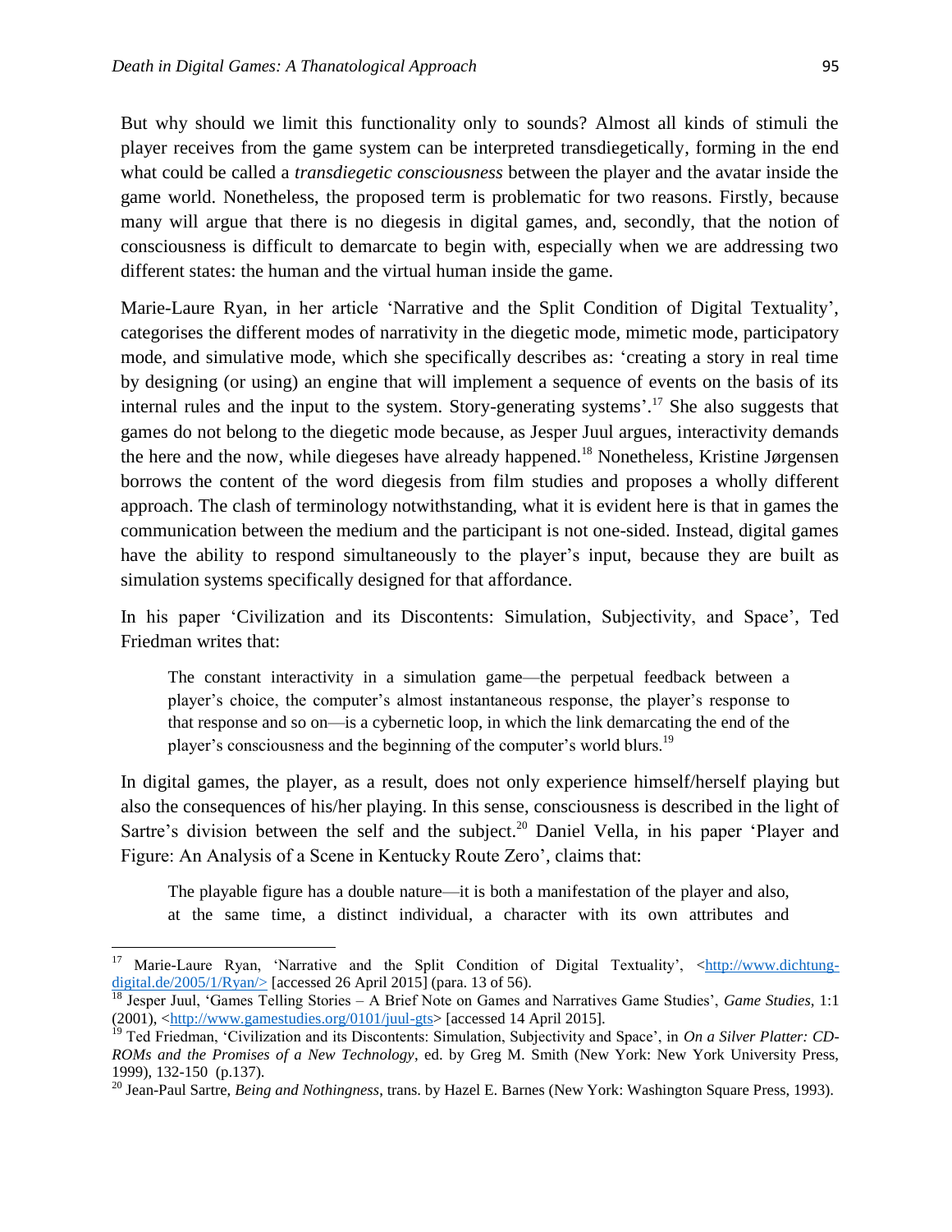But why should we limit this functionality only to sounds? Almost all kinds of stimuli the player receives from the game system can be interpreted transdiegetically, forming in the end what could be called a *transdiegetic consciousness* between the player and the avatar inside the game world. Nonetheless, the proposed term is problematic for two reasons. Firstly, because many will argue that there is no diegesis in digital games, and, secondly, that the notion of consciousness is difficult to demarcate to begin with, especially when we are addressing two different states: the human and the virtual human inside the game.

Marie-Laure Ryan, in her article 'Narrative and the Split Condition of Digital Textuality', categorises the different modes of narrativity in the diegetic mode, mimetic mode, participatory mode, and simulative mode, which she specifically describes as: 'creating a story in real time by designing (or using) an engine that will implement a sequence of events on the basis of its internal rules and the input to the system. Story-generating systems'.[17] She also suggests that games do not belong to the diegetic mode because, as Jesper Juul argues, interactivity demands the here and the now, while diegeses have already happened.[18] Nonetheless, Kristine Jørgensen borrows the content of the word diegesis from film studies and proposes a wholly different approach. The clash of terminology notwithstanding, what it is evident here is that in games the communication between the medium and the participant is not one-sided. Instead, digital games have the ability to respond simultaneously to the player's input, because they are built as simulation systems specifically designed for that affordance.

In his paper 'Civilization and its Discontents: Simulation, Subjectivity, and Space', Ted Friedman writes that:

> The constant interactivity in a simulation game—the perpetual feedback between a player's choice, the computer's almost instantaneous response, the player's response to that response and so on—is a cybernetic loop, in which the link demarcating the end of the player's consciousness and the beginning of the computer's world blurs.[19]

In digital games, the player, as a result, does not only experience himself/herself playing but also the consequences of his/her playing. In this sense, consciousness is described in the light of Sartre's division between the self and the subject.[20] Daniel Vella, in his paper 'Player and Figure: An Analysis of a Scene in Kentucky Route Zero', claims that:

> The playable figure has a double nature—it is both a manifestation of the player and also, at the same time, a distinct individual, a character with its own attributes and

---

[17] Marie-Laure Ryan, 'Narrative and the Split Condition of Digital Textuality', <http://www.dichtung-digital.de/2005/1/Ryan/> [accessed 26 April 2015] (para. 13 of 56).

[18] Jesper Juul, 'Games Telling Stories – A Brief Note on Games and Narratives Game Studies', *Game Studies*, 1:1 (2001), <http://www.gamestudies.org/0101/juul-gts> [accessed 14 April 2015].

[19] Ted Friedman, 'Civilization and its Discontents: Simulation, Subjectivity and Space', in *On a Silver Platter: CD-ROMs and the Promises of a New Technology*, ed. by Greg M. Smith (New York: New York University Press, 1999), 132-150 (p.137).

[20] Jean-Paul Sartre, *Being and Nothingness*, trans. by Hazel E. Barnes (New York: Washington Square Press, 1993).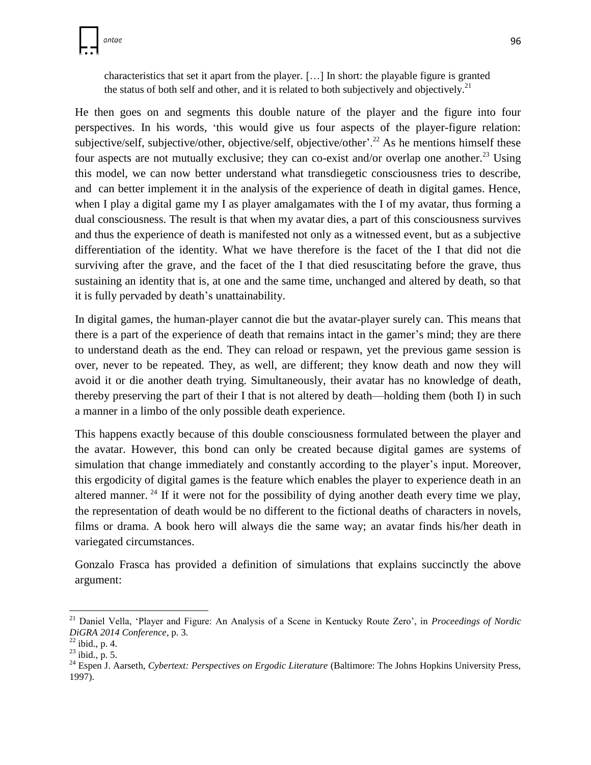> characteristics that set it apart from the player. […] In short: the playable figure is granted the status of both self and other, and it is related to both subjectively and objectively.[21]

He then goes on and segments this double nature of the player and the figure into four perspectives. In his words, 'this would give us four aspects of the player-figure relation: subjective/self, subjective/other, objective/self, objective/other'.[22] As he mentions himself these four aspects are not mutually exclusive; they can co-exist and/or overlap one another.[23] Using this model, we can now better understand what transdiegetic consciousness tries to describe, and can better implement it in the analysis of the experience of death in digital games. Hence, when I play a digital game my I as player amalgamates with the I of my avatar, thus forming a dual consciousness. The result is that when my avatar dies, a part of this consciousness survives and thus the experience of death is manifested not only as a witnessed event, but as a subjective differentiation of the identity. What we have therefore is the facet of the I that did not die surviving after the grave, and the facet of the I that died resuscitating before the grave, thus sustaining an identity that is, at one and the same time, unchanged and altered by death, so that it is fully pervaded by death's unattainability.

In digital games, the human-player cannot die but the avatar-player surely can. This means that there is a part of the experience of death that remains intact in the gamer's mind; they are there to understand death as the end. They can reload or respawn, yet the previous game session is over, never to be repeated. They, as well, are different; they know death and now they will avoid it or die another death trying. Simultaneously, their avatar has no knowledge of death, thereby preserving the part of their I that is not altered by death—holding them (both I) in such a manner in a limbo of the only possible death experience.

This happens exactly because of this double consciousness formulated between the player and the avatar. However, this bond can only be created because digital games are systems of simulation that change immediately and constantly according to the player's input. Moreover, this ergodicity of digital games is the feature which enables the player to experience death in an altered manner.[24] If it were not for the possibility of dying another death every time we play, the representation of death would be no different to the fictional deaths of characters in novels, films or drama. A book hero will always die the same way; an avatar finds his/her death in variegated circumstances.

Gonzalo Frasca has provided a definition of simulations that explains succinctly the above argument:

---

[21] Daniel Vella, 'Player and Figure: An Analysis of a Scene in Kentucky Route Zero', in *Proceedings of Nordic DiGRA 2014 Conference*, p. 3.

[22] ibid., p. 4.

[23] ibid., p. 5.

[24] Espen J. Aarseth, *Cybertext: Perspectives on Ergodic Literature* (Baltimore: The Johns Hopkins University Press, 1997).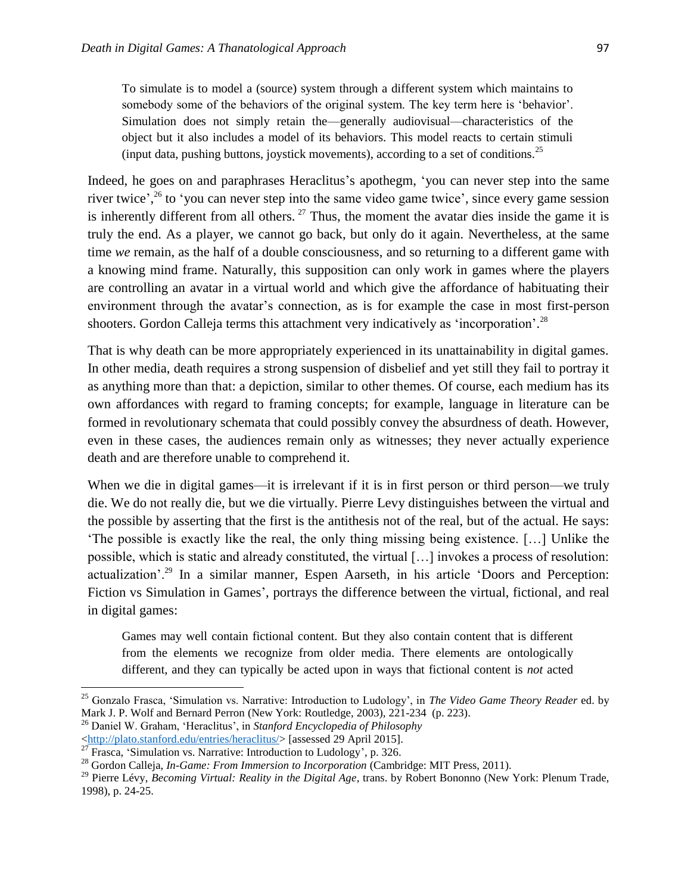> To simulate is to model a (source) system through a different system which maintains to somebody some of the behaviors of the original system. The key term here is 'behavior'. Simulation does not simply retain the—generally audiovisual—characteristics of the object but it also includes a model of its behaviors. This model reacts to certain stimuli (input data, pushing buttons, joystick movements), according to a set of conditions.[25]

Indeed, he goes on and paraphrases Heraclitus's apothegm, 'you can never step into the same river twice',[26] to 'you can never step into the same video game twice', since every game session is inherently different from all others.[27] Thus, the moment the avatar dies inside the game it is truly the end. As a player, we cannot go back, but only do it again. Nevertheless, at the same time *we* remain, as the half of a double consciousness, and so returning to a different game with a knowing mind frame. Naturally, this supposition can only work in games where the players are controlling an avatar in a virtual world and which give the affordance of habituating their environment through the avatar's connection, as is for example the case in most first-person shooters. Gordon Calleja terms this attachment very indicatively as 'incorporation'.[28]

That is why death can be more appropriately experienced in its unattainability in digital games. In other media, death requires a strong suspension of disbelief and yet still they fail to portray it as anything more than that: a depiction, similar to other themes. Of course, each medium has its own affordances with regard to framing concepts; for example, language in literature can be formed in revolutionary schemata that could possibly convey the absurdness of death. However, even in these cases, the audiences remain only as witnesses; they never actually experience death and are therefore unable to comprehend it.

When we die in digital games—it is irrelevant if it is in first person or third person—we truly die. We do not really die, but we die virtually. Pierre Levy distinguishes between the virtual and the possible by asserting that the first is the antithesis not of the real, but of the actual. He says: 'The possible is exactly like the real, the only thing missing being existence. […] Unlike the possible, which is static and already constituted, the virtual […] invokes a process of resolution: actualization'.[29] In a similar manner, Espen Aarseth, in his article 'Doors and Perception: Fiction vs Simulation in Games', portrays the difference between the virtual, fictional, and real in digital games:

> Games may well contain fictional content. But they also contain content that is different from the elements we recognize from older media. There elements are ontologically different, and they can typically be acted upon in ways that fictional content is *not* acted

---

[25] Gonzalo Frasca, 'Simulation vs. Narrative: Introduction to Ludology', in *The Video Game Theory Reader* ed. by Mark J. P. Wolf and Bernard Perron (New York: Routledge, 2003), 221-234 (p. 223).

[26] Daniel W. Graham, 'Heraclitus', in *Stanford Encyclopedia of Philosophy* <http://plato.stanford.edu/entries/heraclitus/> [assessed 29 April 2015].

[27] Frasca, 'Simulation vs. Narrative: Introduction to Ludology', p. 326.

[28] Gordon Calleja, *In-Game: From Immersion to Incorporation* (Cambridge: MIT Press, 2011).

[29] Pierre Lévy, *Becoming Virtual: Reality in the Digital Age*, trans. by Robert Bononno (New York: Plenum Trade, 1998), p. 24-25.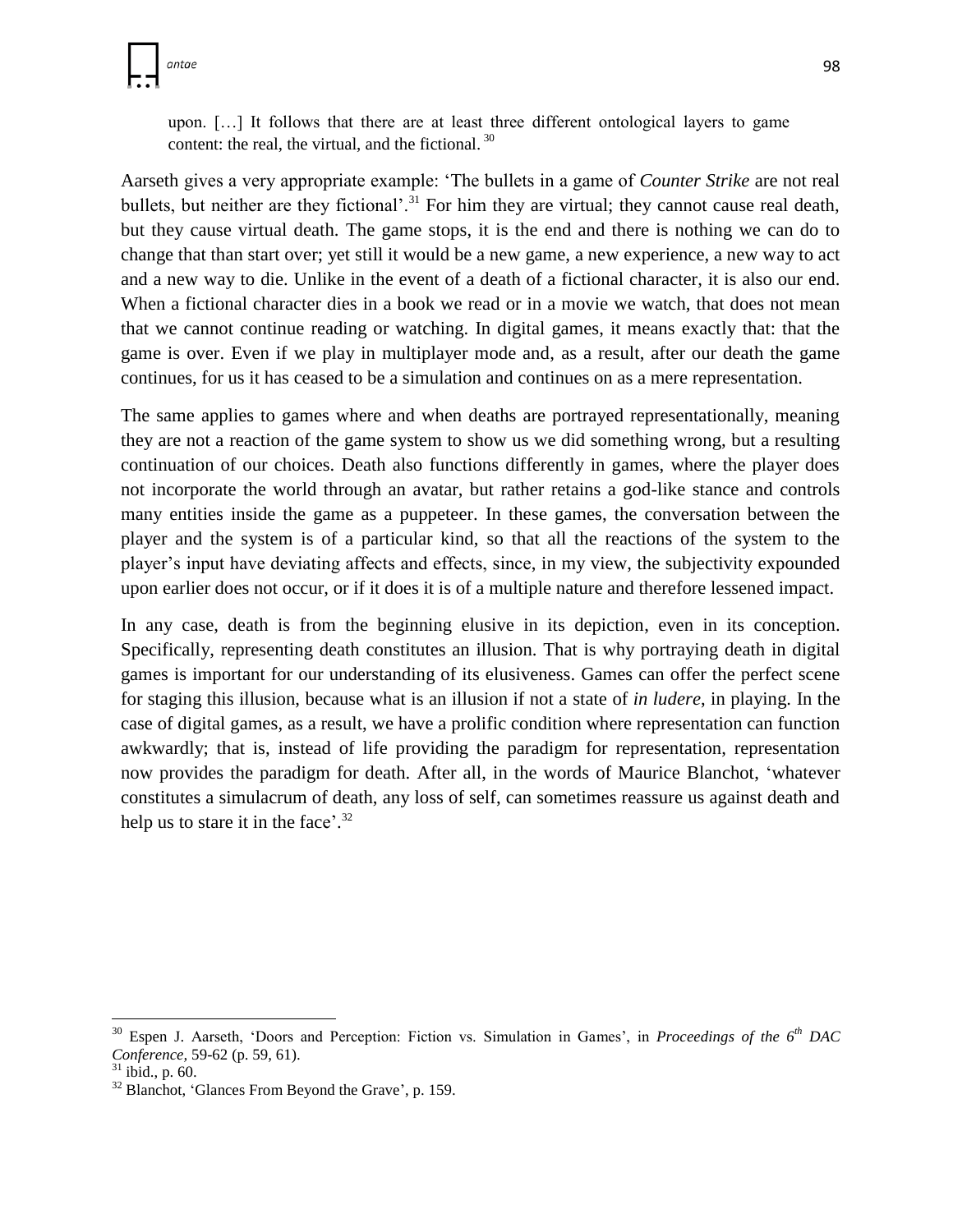> upon. […] It follows that there are at least three different ontological layers to game content: the real, the virtual, and the fictional.[30]

Aarseth gives a very appropriate example: 'The bullets in a game of *Counter Strike* are not real bullets, but neither are they fictional'.[31] For him they are virtual; they cannot cause real death, but they cause virtual death. The game stops, it is the end and there is nothing we can do to change that than start over; yet still it would be a new game, a new experience, a new way to act and a new way to die. Unlike in the event of a death of a fictional character, it is also our end. When a fictional character dies in a book we read or in a movie we watch, that does not mean that we cannot continue reading or watching. In digital games, it means exactly that: that the game is over. Even if we play in multiplayer mode and, as a result, after our death the game continues, for us it has ceased to be a simulation and continues on as a mere representation.

The same applies to games where and when deaths are portrayed representationally, meaning they are not a reaction of the game system to show us we did something wrong, but a resulting continuation of our choices. Death also functions differently in games, where the player does not incorporate the world through an avatar, but rather retains a god-like stance and controls many entities inside the game as a puppeteer. In these games, the conversation between the player and the system is of a particular kind, so that all the reactions of the system to the player's input have deviating affects and effects, since, in my view, the subjectivity expounded upon earlier does not occur, or if it does it is of a multiple nature and therefore lessened impact.

In any case, death is from the beginning elusive in its depiction, even in its conception. Specifically, representing death constitutes an illusion. That is why portraying death in digital games is important for our understanding of its elusiveness. Games can offer the perfect scene for staging this illusion, because what is an illusion if not a state of *in ludere*, in playing. In the case of digital games, as a result, we have a prolific condition where representation can function awkwardly; that is, instead of life providing the paradigm for representation, representation now provides the paradigm for death. After all, in the words of Maurice Blanchot, 'whatever constitutes a simulacrum of death, any loss of self, can sometimes reassure us against death and help us to stare it in the face'.[32]

---

[30] Espen J. Aarseth, 'Doors and Perception: Fiction vs. Simulation in Games', in *Proceedings of the 6th DAC Conference*, 59-62 (p. 59, 61).

[31] ibid., p. 60.

[32] Blanchot, 'Glances From Beyond the Grave', p. 159.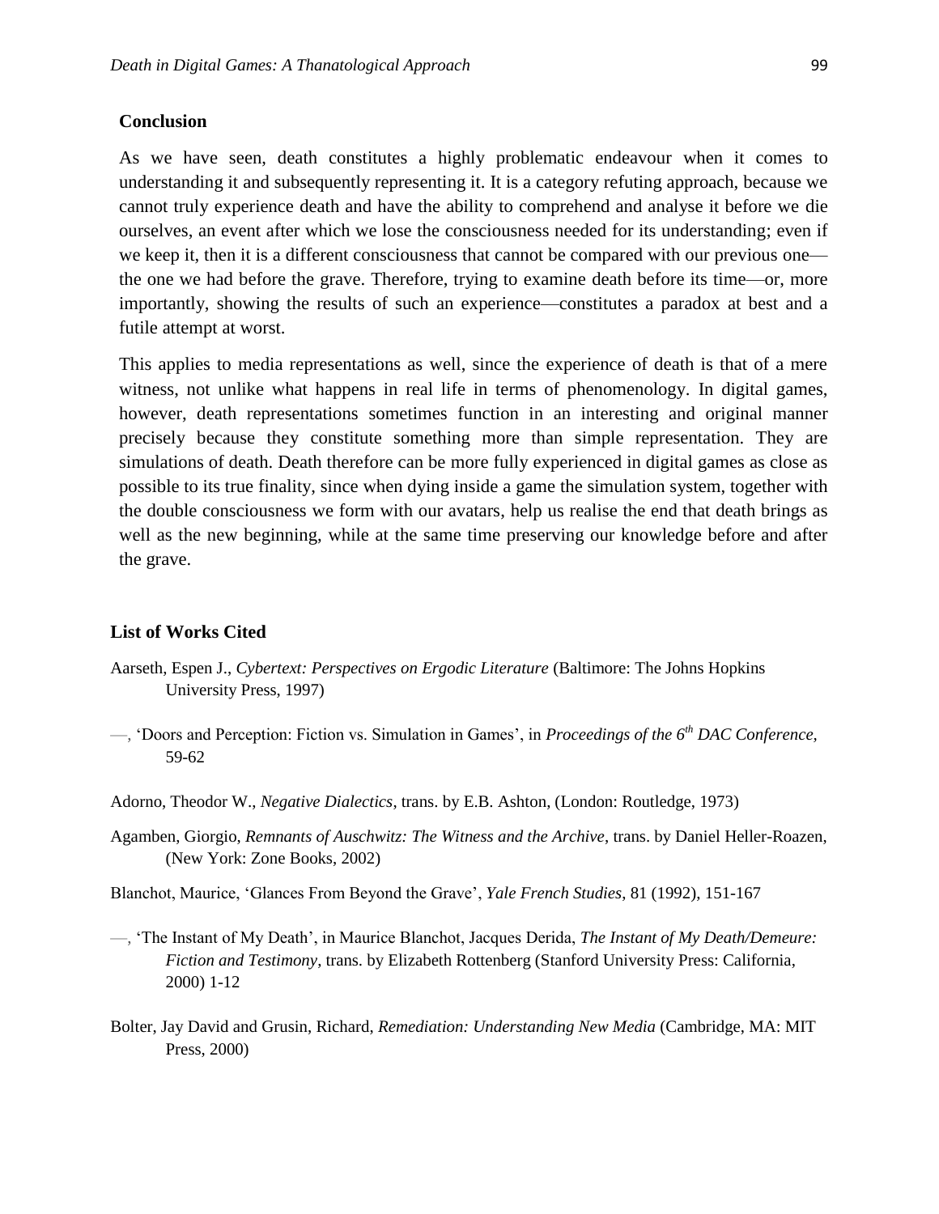## Conclusion

As we have seen, death constitutes a highly problematic endeavour when it comes to understanding it and subsequently representing it. It is a category refuting approach, because we cannot truly experience death and have the ability to comprehend and analyse it before we die ourselves, an event after which we lose the consciousness needed for its understanding; even if we keep it, then it is a different consciousness that cannot be compared with our previous one—the one we had before the grave. Therefore, trying to examine death before its time—or, more importantly, showing the results of such an experience—constitutes a paradox at best and a futile attempt at worst.

This applies to media representations as well, since the experience of death is that of a mere witness, not unlike what happens in real life in terms of phenomenology. In digital games, however, death representations sometimes function in an interesting and original manner precisely because they constitute something more than simple representation. They are simulations of death. Death therefore can be more fully experienced in digital games as close as possible to its true finality, since when dying inside a game the simulation system, together with the double consciousness we form with our avatars, help us realise the end that death brings as well as the new beginning, while at the same time preserving our knowledge before and after the grave.

## List of Works Cited

Aarseth, Espen J., *Cybertext: Perspectives on Ergodic Literature* (Baltimore: The Johns Hopkins University Press, 1997)

—, 'Doors and Perception: Fiction vs. Simulation in Games', in *Proceedings of the 6th DAC Conference*, 59-62

Adorno, Theodor W., *Negative Dialectics*, trans. by E.B. Ashton, (London: Routledge, 1973)

Agamben, Giorgio, *Remnants of Auschwitz: The Witness and the Archive*, trans. by Daniel Heller-Roazen, (New York: Zone Books, 2002)

Blanchot, Maurice, 'Glances From Beyond the Grave', *Yale French Studies*, 81 (1992), 151-167

—, 'The Instant of My Death', in Maurice Blanchot, Jacques Derida, *The Instant of My Death/Demeure: Fiction and Testimony*, trans. by Elizabeth Rottenberg (Stanford University Press: California, 2000) 1-12

Bolter, Jay David and Grusin, Richard, *Remediation: Understanding New Media* (Cambridge, MA: MIT Press, 2000)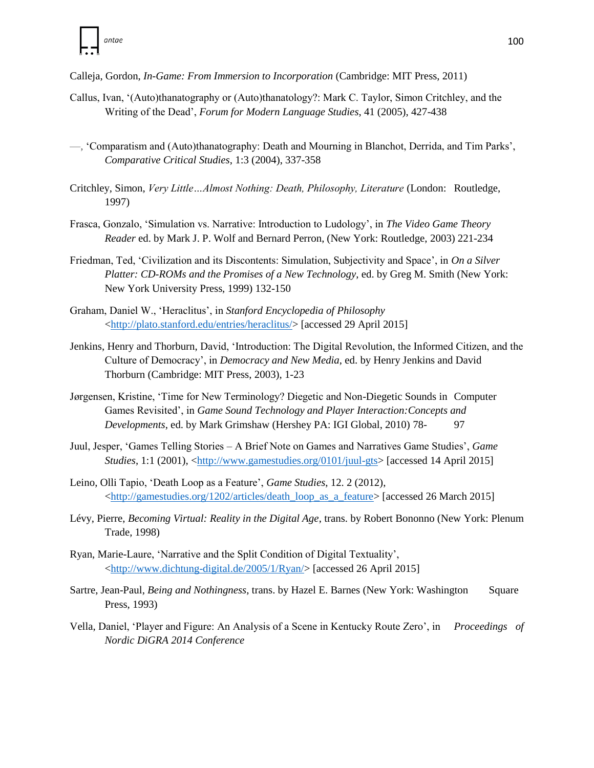Calleja, Gordon, *In-Game: From Immersion to Incorporation* (Cambridge: MIT Press, 2011)

Callus, Ivan, '(Auto)thanatography or (Auto)thanatology?: Mark C. Taylor, Simon Critchley, and the Writing of the Dead', *Forum for Modern Language Studies*, 41 (2005), 427-438

—, 'Comparatism and (Auto)thanatography: Death and Mourning in Blanchot, Derrida, and Tim Parks', *Comparative Critical Studies*, 1:3 (2004), 337-358

Critchley, Simon, *Very Little…Almost Nothing: Death, Philosophy, Literature* (London: Routledge, 1997)

Frasca, Gonzalo, 'Simulation vs. Narrative: Introduction to Ludology', in *The Video Game Theory Reader* ed. by Mark J. P. Wolf and Bernard Perron, (New York: Routledge, 2003) 221-234

Friedman, Ted, 'Civilization and its Discontents: Simulation, Subjectivity and Space', in *On a Silver Platter: CD-ROMs and the Promises of a New Technology*, ed. by Greg M. Smith (New York: New York University Press, 1999) 132-150

Graham, Daniel W., 'Heraclitus', in *Stanford Encyclopedia of Philosophy* <http://plato.stanford.edu/entries/heraclitus/> [accessed 29 April 2015]

Jenkins, Henry and Thorburn, David, 'Introduction: The Digital Revolution, the Informed Citizen, and the Culture of Democracy', in *Democracy and New Media*, ed. by Henry Jenkins and David Thorburn (Cambridge: MIT Press, 2003), 1-23

Jørgensen, Kristine, 'Time for New Terminology? Diegetic and Non-Diegetic Sounds in Computer Games Revisited', in *Game Sound Technology and Player Interaction:Concepts and Developments*, ed. by Mark Grimshaw (Hershey PA: IGI Global, 2010) 78- 97

Juul, Jesper, 'Games Telling Stories – A Brief Note on Games and Narratives Game Studies', *Game Studies*, 1:1 (2001), <http://www.gamestudies.org/0101/juul-gts> [accessed 14 April 2015]

Leino, Olli Tapio, 'Death Loop as a Feature', *Game Studies*, 12. 2 (2012), <http://gamestudies.org/1202/articles/death_loop_as_a_feature> [accessed 26 March 2015]

Lévy, Pierre, *Becoming Virtual: Reality in the Digital Age*, trans. by Robert Bononno (New York: Plenum Trade, 1998)

Ryan, Marie-Laure, 'Narrative and the Split Condition of Digital Textuality', <http://www.dichtung-digital.de/2005/1/Ryan/> [accessed 26 April 2015]

Sartre, Jean-Paul, *Being and Nothingness*, trans. by Hazel E. Barnes (New York: Washington Square Press, 1993)

Vella, Daniel, 'Player and Figure: An Analysis of a Scene in Kentucky Route Zero', in *Proceedings of Nordic DiGRA 2014 Conference*